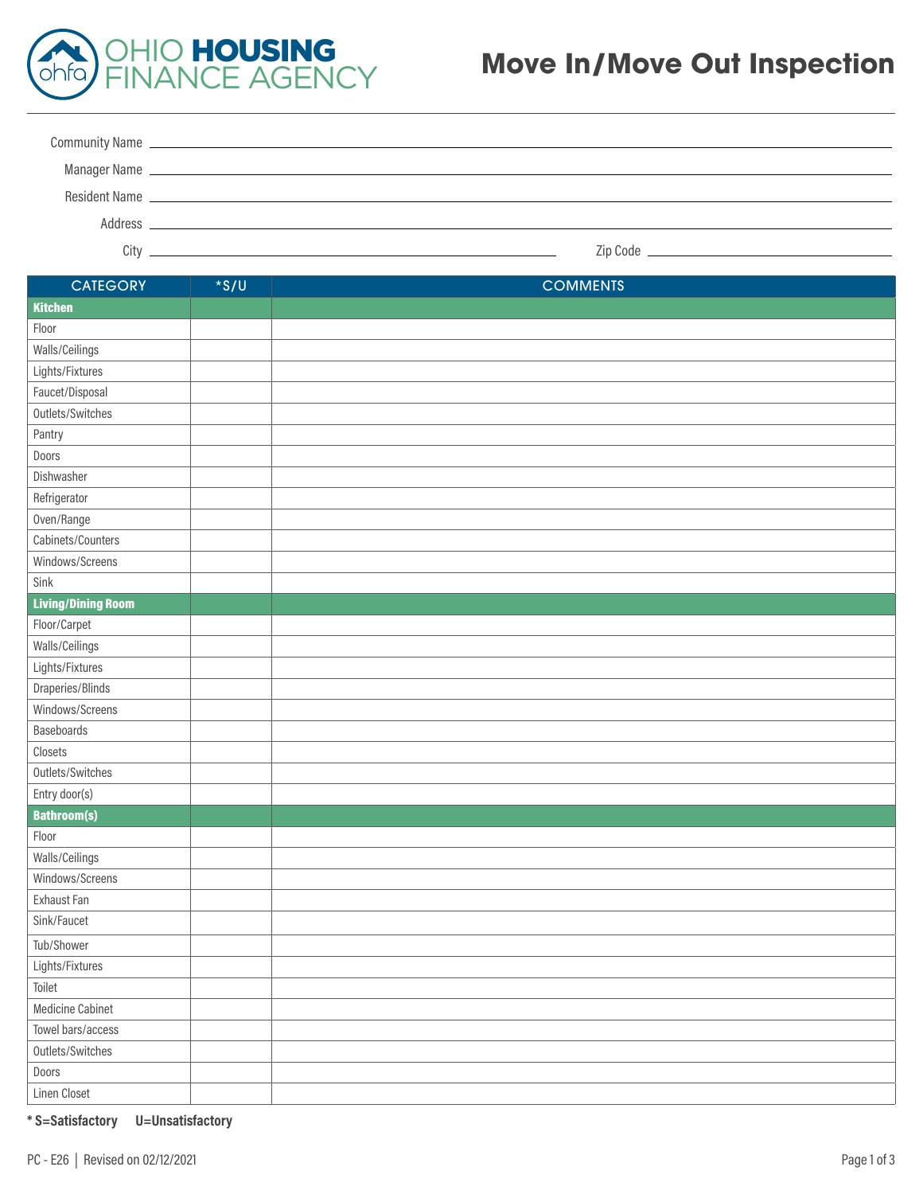OHIO HOUSING FINANCE AGENCY

# Move In/Move Out Inspection

Community Name ______________________________

Manager Name ______________________________

Resident Name ______________________________

Address ______________________________

City ______________________________ Zip Code ______________________________

| CATEGORY | *S/U | COMMENTS |
|---|---|---|
| **Kitchen** | | |
| Floor | | |
| Walls/Ceilings | | |
| Lights/Fixtures | | |
| Faucet/Disposal | | |
| Outlets/Switches | | |
| Pantry | | |
| Doors | | |
| Dishwasher | | |
| Refrigerator | | |
| Oven/Range | | |
| Cabinets/Counters | | |
| Windows/Screens | | |
| Sink | | |
| **Living/Dining Room** | | |
| Floor/Carpet | | |
| Walls/Ceilings | | |
| Lights/Fixtures | | |
| Draperies/Blinds | | |
| Windows/Screens | | |
| Baseboards | | |
| Closets | | |
| Outlets/Switches | | |
| Entry door(s) | | |
| **Bathroom(s)** | | |
| Floor | | |
| Walls/Ceilings | | |
| Windows/Screens | | |
| Exhaust Fan | | |
| Sink/Faucet | | |
| Tub/Shower | | |
| Lights/Fixtures | | |
| Toilet | | |
| Medicine Cabinet | | |
| Towel bars/access | | |
| Outlets/Switches | | |
| Doors | | |
| Linen Closet | | |

**\* S=Satisfactory U=Unsatisfactory**

PC - E26 | Revised on 02/12/2021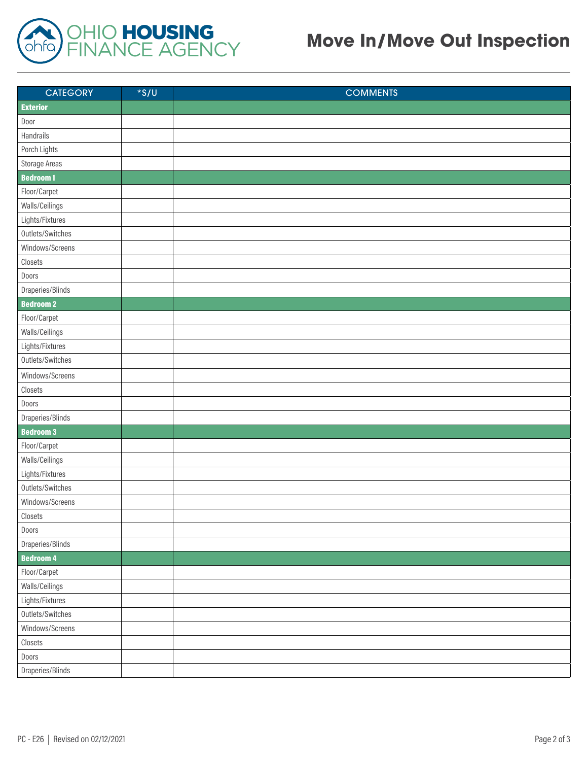# Move In/Move Out Inspection

| CATEGORY | *S/U | COMMENTS |
|---|---|---|
| **Exterior** | | |
| Door | | |
| Handrails | | |
| Porch Lights | | |
| Storage Areas | | |
| **Bedroom 1** | | |
| Floor/Carpet | | |
| Walls/Ceilings | | |
| Lights/Fixtures | | |
| Outlets/Switches | | |
| Windows/Screens | | |
| Closets | | |
| Doors | | |
| Draperies/Blinds | | |
| **Bedroom 2** | | |
| Floor/Carpet | | |
| Walls/Ceilings | | |
| Lights/Fixtures | | |
| Outlets/Switches | | |
| Windows/Screens | | |
| Closets | | |
| Doors | | |
| Draperies/Blinds | | |
| **Bedroom 3** | | |
| Floor/Carpet | | |
| Walls/Ceilings | | |
| Lights/Fixtures | | |
| Outlets/Switches | | |
| Windows/Screens | | |
| Closets | | |
| Doors | | |
| Draperies/Blinds | | |
| **Bedroom 4** | | |
| Floor/Carpet | | |
| Walls/Ceilings | | |
| Lights/Fixtures | | |
| Outlets/Switches | | |
| Windows/Screens | | |
| Closets | | |
| Doors | | |
| Draperies/Blinds | | |

PC - E26 | Revised on 02/12/2021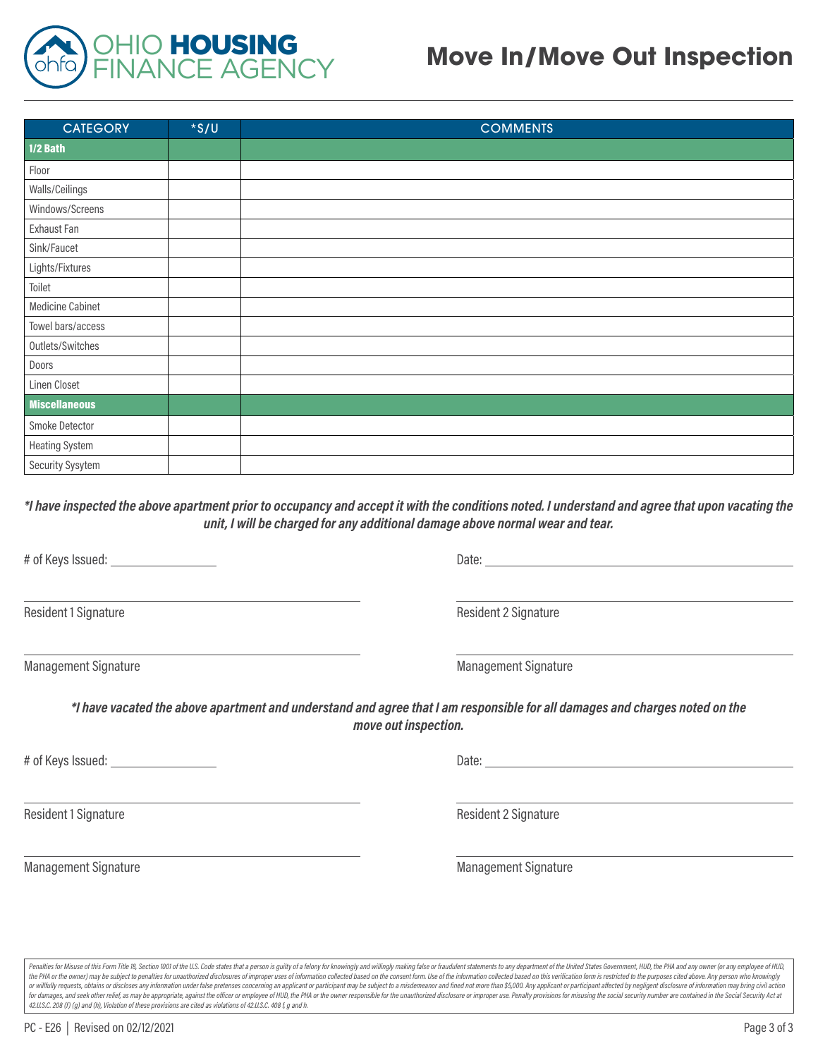# Move In/Move Out Inspection

| CATEGORY | *S/U | COMMENTS |
|---|---|---|
| **1/2 Bath** | | |
| Floor | | |
| Walls/Ceilings | | |
| Windows/Screens | | |
| Exhaust Fan | | |
| Sink/Faucet | | |
| Lights/Fixtures | | |
| Toilet | | |
| Medicine Cabinet | | |
| Towel bars/access | | |
| Outlets/Switches | | |
| Doors | | |
| Linen Closet | | |
| **Miscellaneous** | | |
| Smoke Detector | | |
| Heating System | | |
| Security Sysytem | | |

***I have inspected the above apartment prior to occupancy and accept it with the conditions noted. I understand and agree that upon vacating the unit, I will be charged for any additional damage above normal wear and tear.***

# of Keys Issued: ______________

Date: ______________

______________________
Resident 1 Signature

______________________
Resident 2 Signature

______________________
Management Signature

______________________
Management Signature

***I have vacated the above apartment and understand and agree that I am responsible for all damages and charges noted on the move out inspection.***

# of Keys Issued: ______________

Date: ______________

______________________
Resident 1 Signature

______________________
Resident 2 Signature

______________________
Management Signature

______________________
Management Signature

*Penalties for Misuse of this Form Title 18, Section 1001 of the U.S. Code states that a person is guilty of a felony for knowingly and willingly making false or fraudulent statements to any department of the United States Government, HUD, the PHA and any owner (or any employee of HUD, the PHA or the owner) may be subject to penalties for unauthorized disclosures of improper uses of information collected based on the consent form. Use of the information collected based on this verification form is restricted to the purposes cited above. Any person who knowingly or willfully requests, obtains or discloses any information under false pretenses concerning an applicant or participant may be subject to a misdemeanor and fined not more than $5,000. Any applicant or participant affected by negligent disclosure of information may bring civil action for damages, and seek other relief, as may be appropriate, against the officer or employee of HUD, the PHA or the owner responsible for the unauthorized disclosure or improper use. Penalty provisions for misusing the social security number are contained in the Social Security Act at 42.U.S.C. 208 (f) (g) and (h). Violation of these provisions are cited as violations of 42.U.S.C. 408 f, g and h.*

PC - E26 | Revised on 02/12/2021